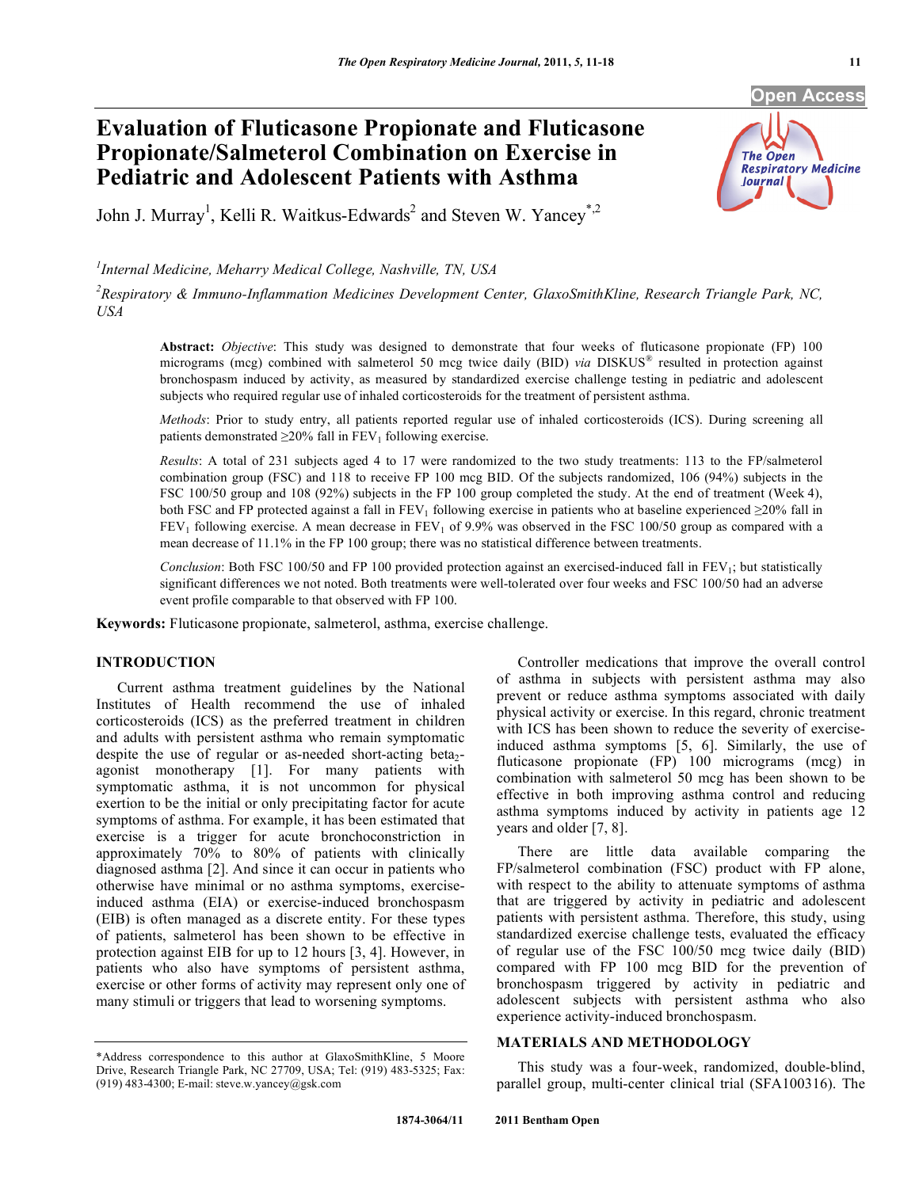# Evaluation of Fluticasone Propionate and Fluticasone Propionate/Salmeterol Combination on Exercise in Pediatric and Adolescent Patients with Asthma

John J. Murray[1], Kelli R. Waitkus-Edwards[2] and Steven W. Yancey*[,2]

[1]*Internal Medicine, Meharry Medical College, Nashville, TN, USA*

[2]*Respiratory & Immuno-Inflammation Medicines Development Center, GlaxoSmithKline, Research Triangle Park, NC, USA*

**Abstract:** *Objective*: This study was designed to demonstrate that four weeks of fluticasone propionate (FP) 100 micrograms (mcg) combined with salmeterol 50 mcg twice daily (BID) *via* DISKUS® resulted in protection against bronchospasm induced by activity, as measured by standardized exercise challenge testing in pediatric and adolescent subjects who required regular use of inhaled corticosteroids for the treatment of persistent asthma.

*Methods*: Prior to study entry, all patients reported regular use of inhaled corticosteroids (ICS). During screening all patients demonstrated ≥20% fall in $FEV_1$ following exercise.

*Results*: A total of 231 subjects aged 4 to 17 were randomized to the two study treatments: 113 to the FP/salmeterol combination group (FSC) and 118 to receive FP 100 mcg BID. Of the subjects randomized, 106 (94%) subjects in the FSC 100/50 group and 108 (92%) subjects in the FP 100 group completed the study. At the end of treatment (Week 4), both FSC and FP protected against a fall in $FEV_1$ following exercise in patients who at baseline experienced ≥20% fall in $FEV_1$ following exercise. A mean decrease in $FEV_1$ of 9.9% was observed in the FSC 100/50 group as compared with a mean decrease of 11.1% in the FP 100 group; there was no statistical difference between treatments.

*Conclusion*: Both FSC 100/50 and FP 100 provided protection against an exercised-induced fall in $FEV_1$; but statistically significant differences we not noted. Both treatments were well-tolerated over four weeks and FSC 100/50 had an adverse event profile comparable to that observed with FP 100.

**Keywords:** Fluticasone propionate, salmeterol, asthma, exercise challenge.

## INTRODUCTION

Current asthma treatment guidelines by the National Institutes of Health recommend the use of inhaled corticosteroids (ICS) as the preferred treatment in children and adults with persistent asthma who remain symptomatic despite the use of regular or as-needed short-acting beta$_2$-agonist monotherapy [1]. For many patients with symptomatic asthma, it is not uncommon for physical exertion to be the initial or only precipitating factor for acute symptoms of asthma. For example, it has been estimated that exercise is a trigger for acute bronchoconstriction in approximately 70% to 80% of patients with clinically diagnosed asthma [2]. And since it can occur in patients who otherwise have minimal or no asthma symptoms, exercise-induced asthma (EIA) or exercise-induced bronchospasm (EIB) is often managed as a discrete entity. For these types of patients, salmeterol has been shown to be effective in protection against EIB for up to 12 hours [3, 4]. However, in patients who also have symptoms of persistent asthma, exercise or other forms of activity may represent only one of many stimuli or triggers that lead to worsening symptoms.

Controller medications that improve the overall control of asthma in subjects with persistent asthma may also prevent or reduce asthma symptoms associated with daily physical activity or exercise. In this regard, chronic treatment with ICS has been shown to reduce the severity of exercise-induced asthma symptoms [5, 6]. Similarly, the use of fluticasone propionate (FP) 100 micrograms (mcg) in combination with salmeterol 50 mcg has been shown to be effective in both improving asthma control and reducing asthma symptoms induced by activity in patients age 12 years and older [7, 8].

There are little data available comparing the FP/salmeterol combination (FSC) product with FP alone, with respect to the ability to attenuate symptoms of asthma that are triggered by activity in pediatric and adolescent patients with persistent asthma. Therefore, this study, using standardized exercise challenge tests, evaluated the efficacy of regular use of the FSC 100/50 mcg twice daily (BID) compared with FP 100 mcg BID for the prevention of bronchospasm triggered by activity in pediatric and adolescent subjects with persistent asthma who also experience activity-induced bronchospasm.

## MATERIALS AND METHODOLOGY

This study was a four-week, randomized, double-blind, parallel group, multi-center clinical trial (SFA100316). The

*Address correspondence to this author at GlaxoSmithKline, 5 Moore Drive, Research Triangle Park, NC 27709, USA; Tel: (919) 483-5325; Fax: (919) 483-4300; E-mail: steve.w.yancey@gsk.com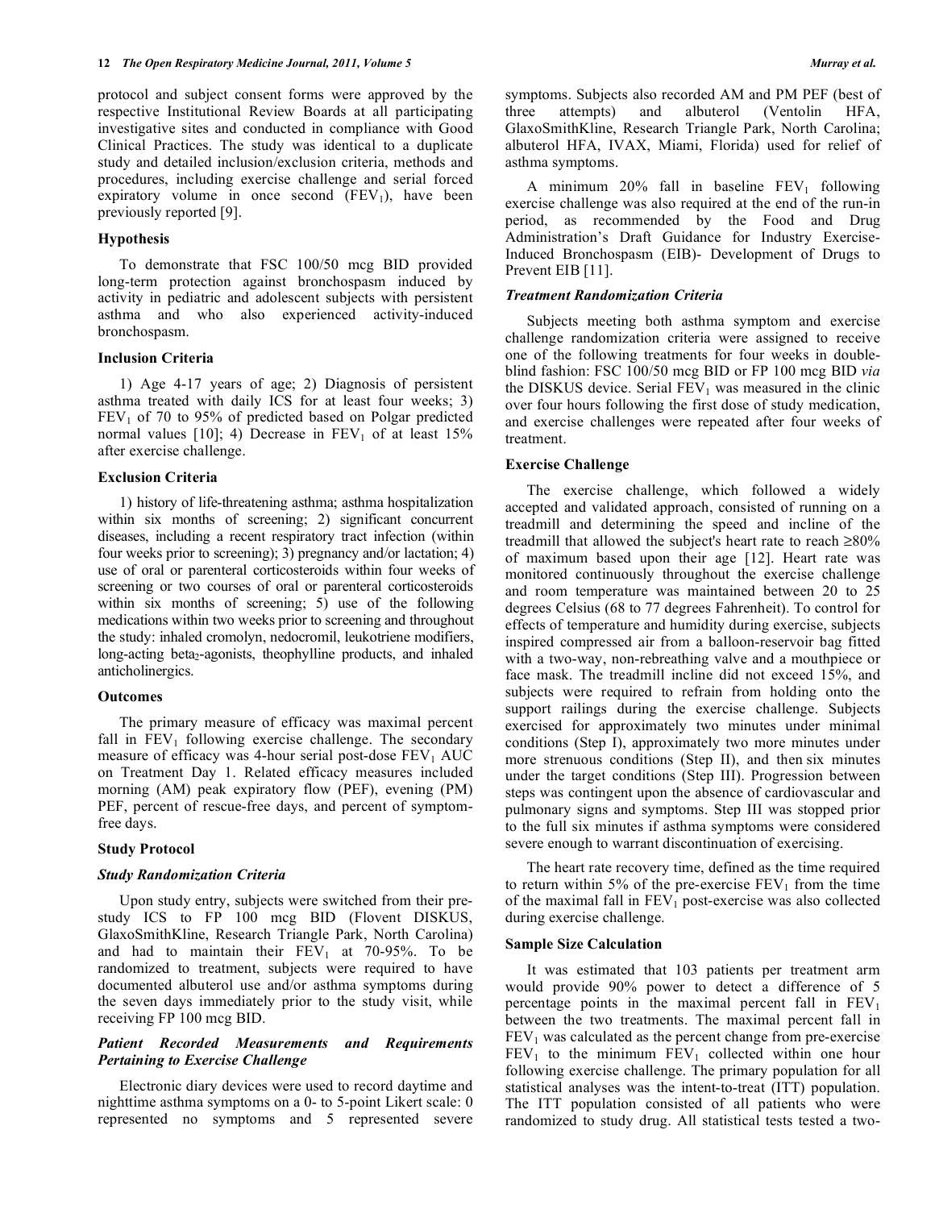protocol and subject consent forms were approved by the respective Institutional Review Boards at all participating investigative sites and conducted in compliance with Good Clinical Practices. The study was identical to a duplicate study and detailed inclusion/exclusion criteria, methods and procedures, including exercise challenge and serial forced expiratory volume in once second ($FEV_1$), have been previously reported [9].

### Hypothesis

To demonstrate that FSC 100/50 mcg BID provided long-term protection against bronchospasm induced by activity in pediatric and adolescent subjects with persistent asthma and who also experienced activity-induced bronchospasm.

### Inclusion Criteria

1) Age 4-17 years of age; 2) Diagnosis of persistent asthma treated with daily ICS for at least four weeks; 3) $FEV_1$ of 70 to 95% of predicted based on Polgar predicted normal values [10]; 4) Decrease in $FEV_1$ of at least 15% after exercise challenge.

### Exclusion Criteria

1) history of life-threatening asthma; asthma hospitalization within six months of screening; 2) significant concurrent diseases, including a recent respiratory tract infection (within four weeks prior to screening); 3) pregnancy and/or lactation; 4) use of oral or parenteral corticosteroids within four weeks of screening or two courses of oral or parenteral corticosteroids within six months of screening; 5) use of the following medications within two weeks prior to screening and throughout the study: inhaled cromolyn, nedocromil, leukotriene modifiers, long-acting beta$_2$-agonists, theophylline products, and inhaled anticholinergics.

### Outcomes

The primary measure of efficacy was maximal percent fall in $FEV_1$ following exercise challenge. The secondary measure of efficacy was 4-hour serial post-dose $FEV_1$ AUC on Treatment Day 1. Related efficacy measures included morning (AM) peak expiratory flow (PEF), evening (PM) PEF, percent of rescue-free days, and percent of symptom-free days.

### Study Protocol

#### *Study Randomization Criteria*

Upon study entry, subjects were switched from their pre-study ICS to FP 100 mcg BID (Flovent DISKUS, GlaxoSmithKline, Research Triangle Park, North Carolina) and had to maintain their $FEV_1$ at 70-95%. To be randomized to treatment, subjects were required to have documented albuterol use and/or asthma symptoms during the seven days immediately prior to the study visit, while receiving FP 100 mcg BID.

#### *Patient Recorded Measurements and Requirements Pertaining to Exercise Challenge*

Electronic diary devices were used to record daytime and nighttime asthma symptoms on a 0- to 5-point Likert scale: 0 represented no symptoms and 5 represented severe symptoms. Subjects also recorded AM and PM PEF (best of three attempts) and albuterol (Ventolin HFA, GlaxoSmithKline, Research Triangle Park, North Carolina; albuterol HFA, IVAX, Miami, Florida) used for relief of asthma symptoms.

A minimum 20% fall in baseline $FEV_1$ following exercise challenge was also required at the end of the run-in period, as recommended by the Food and Drug Administration's Draft Guidance for Industry Exercise-Induced Bronchospasm (EIB)- Development of Drugs to Prevent EIB [11].

#### *Treatment Randomization Criteria*

Subjects meeting both asthma symptom and exercise challenge randomization criteria were assigned to receive one of the following treatments for four weeks in double-blind fashion: FSC 100/50 mcg BID or FP 100 mcg BID *via* the DISKUS device. Serial $FEV_1$ was measured in the clinic over four hours following the first dose of study medication, and exercise challenges were repeated after four weeks of treatment.

### Exercise Challenge

The exercise challenge, which followed a widely accepted and validated approach, consisted of running on a treadmill and determining the speed and incline of the treadmill that allowed the subject's heart rate to reach ≥80% of maximum based upon their age [12]. Heart rate was monitored continuously throughout the exercise challenge and room temperature was maintained between 20 to 25 degrees Celsius (68 to 77 degrees Fahrenheit). To control for effects of temperature and humidity during exercise, subjects inspired compressed air from a balloon-reservoir bag fitted with a two-way, non-rebreathing valve and a mouthpiece or face mask. The treadmill incline did not exceed 15%, and subjects were required to refrain from holding onto the support railings during the exercise challenge. Subjects exercised for approximately two minutes under minimal conditions (Step I), approximately two more minutes under more strenuous conditions (Step II), and then six minutes under the target conditions (Step III). Progression between steps was contingent upon the absence of cardiovascular and pulmonary signs and symptoms. Step III was stopped prior to the full six minutes if asthma symptoms were considered severe enough to warrant discontinuation of exercising.

The heart rate recovery time, defined as the time required to return within 5% of the pre-exercise $FEV_1$ from the time of the maximal fall in $FEV_1$ post-exercise was also collected during exercise challenge.

### Sample Size Calculation

It was estimated that 103 patients per treatment arm would provide 90% power to detect a difference of 5 percentage points in the maximal percent fall in $FEV_1$ between the two treatments. The maximal percent fall in $FEV_1$ was calculated as the percent change from pre-exercise $FEV_1$ to the minimum $FEV_1$ collected within one hour following exercise challenge. The primary population for all statistical analyses was the intent-to-treat (ITT) population. The ITT population consisted of all patients who were randomized to study drug. All statistical tests tested a two-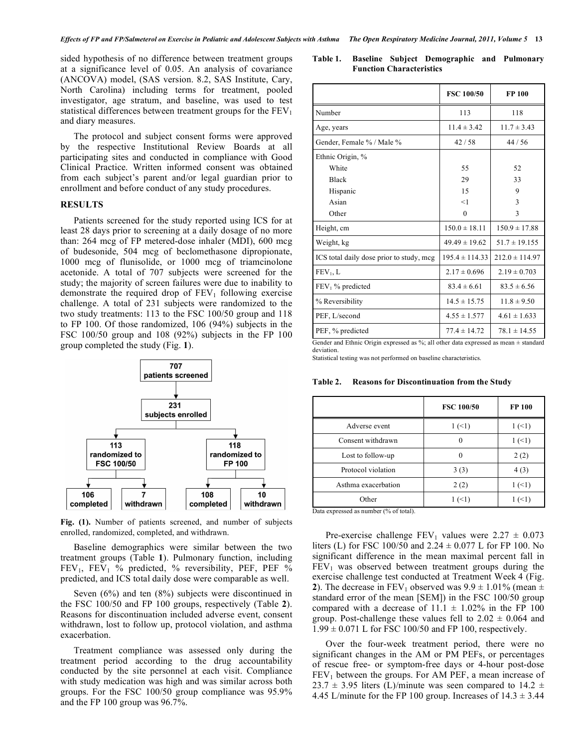sided hypothesis of no difference between treatment groups at a significance level of 0.05. An analysis of covariance (ANCOVA) model, (SAS version. 8.2, SAS Institute, Cary, North Carolina) including terms for treatment, pooled investigator, age stratum, and baseline, was used to test statistical differences between treatment groups for the $FEV_1$ and diary measures.

The protocol and subject consent forms were approved by the respective Institutional Review Boards at all participating sites and conducted in compliance with Good Clinical Practice. Written informed consent was obtained from each subject's parent and/or legal guardian prior to enrollment and before conduct of any study procedures.

## RESULTS

Patients screened for the study reported using ICS for at least 28 days prior to screening at a daily dosage of no more than: 264 mcg of FP metered-dose inhaler (MDI), 600 mcg of budesonide, 504 mcg of beclomethasone dipropionate, 1000 mcg of flunisolide, or 1000 mcg of triamcinolone acetonide. A total of 707 subjects were screened for the study; the majority of screen failures were due to inability to demonstrate the required drop of $FEV_1$ following exercise challenge. A total of 231 subjects were randomized to the two study treatments: 113 to the FSC 100/50 group and 118 to FP 100. Of those randomized, 106 (94%) subjects in the FSC 100/50 group and 108 (92%) subjects in the FP 100 group completed the study (Fig. **1**).

```
                707
          patients screened
                 |
                231
          subjects enrolled
           /            \
        113              118
  randomized to     randomized to
    FSC 100/50          FP 100
     /      \          /      \
   106       7       108       10
completed withdrawn completed withdrawn
```

**Fig. (1).** Number of patients screened, and number of subjects enrolled, randomized, completed, and withdrawn.

Baseline demographics were similar between the two treatment groups (Table **1**). Pulmonary function, including $FEV_1$, $FEV_1$ % predicted, % reversibility, PEF, PEF % predicted, and ICS total daily dose were comparable as well.

Seven (6%) and ten (8%) subjects were discontinued in the FSC 100/50 and FP 100 groups, respectively (Table **2**). Reasons for discontinuation included adverse event, consent withdrawn, lost to follow up, protocol violation, and asthma exacerbation.

Treatment compliance was assessed only during the treatment period according to the drug accountability conducted by the site personnel at each visit. Compliance with study medication was high and was similar across both groups. For the FSC 100/50 group compliance was 95.9% and the FP 100 group was 96.7%.

**Table 1. Baseline Subject Demographic and Pulmonary Function Characteristics**

| | FSC 100/50 | FP 100 |
|---|---|---|
| Number | 113 | 118 |
| Age, years | 11.4 ± 3.42 | 11.7 ± 3.43 |
| Gender, Female % / Male % | 42 / 58 | 44 / 56 |
| Ethnic Origin, % | | |
| White | 55 | 52 |
| Black | 29 | 33 |
| Hispanic | 15 | 9 |
| Asian | <1 | 3 |
| Other | 0 | 3 |
| Height, cm | 150.0 ± 18.11 | 150.9 ± 17.88 |
| Weight, kg | 49.49 ± 19.62 | 51.7 ± 19.155 |
| ICS total daily dose prior to study, mcg | 195.4 ± 114.33 | 212.0 ± 114.97 |
| $FEV_1$, L | 2.17 ± 0.696 | 2.19 ± 0.703 |
| $FEV_1$ % predicted | 83.4 ± 6.61 | 83.5 ± 6.56 |
| % Reversibility | 14.5 ± 15.75 | 11.8 ± 9.50 |
| PEF, L/second | 4.55 ± 1.577 | 4.61 ± 1.633 |
| PEF, % predicted | 77.4 ± 14.72 | 78.1 ± 14.55 |

Gender and Ethnic Origin expressed as %; all other data expressed as mean ± standard deviation.
Statistical testing was not performed on baseline characteristics.

**Table 2. Reasons for Discontinuation from the Study**

| | FSC 100/50 | FP 100 |
|---|---|---|
| Adverse event | 1 (<1) | 1 (<1) |
| Consent withdrawn | 0 | 1 (<1) |
| Lost to follow-up | 0 | 2 (2) |
| Protocol violation | 3 (3) | 4 (3) |
| Asthma exacerbation | 2 (2) | 1 (<1) |
| Other | 1 (<1) | 1 (<1) |

Data expressed as number (% of total).

Pre-exercise challenge $FEV_1$ values were 2.27 ± 0.073 liters (L) for FSC 100/50 and 2.24 ± 0.077 L for FP 100. No significant difference in the mean maximal percent fall in $FEV_1$ was observed between treatment groups during the exercise challenge test conducted at Treatment Week 4 (Fig. **2**). The decrease in $FEV_1$ observed was 9.9 ± 1.01% (mean ± standard error of the mean [SEM]) in the FSC 100/50 group compared with a decrease of 11.1 ± 1.02% in the FP 100 group. Post-challenge these values fell to 2.02 ± 0.064 and 1.99 ± 0.071 L for FSC 100/50 and FP 100, respectively.

Over the four-week treatment period, there were no significant changes in the AM or PM PEFs, or percentages of rescue free- or symptom-free days or 4-hour post-dose $FEV_1$ between the groups. For AM PEF, a mean increase of 23.7 ± 3.95 liters (L)/minute was seen compared to 14.2 ± 4.45 L/minute for the FP 100 group. Increases of 14.3 ± 3.44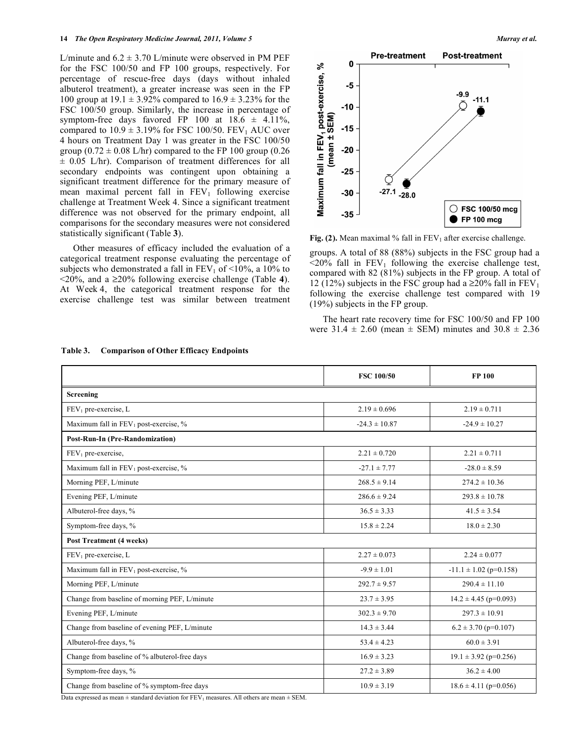L/minute and 6.2 ± 3.70 L/minute were observed in PM PEF for the FSC 100/50 and FP 100 groups, respectively. For percentage of rescue-free days (days without inhaled albuterol treatment), a greater increase was seen in the FP 100 group at 19.1 ± 3.92% compared to 16.9 ± 3.23% for the FSC 100/50 group. Similarly, the increase in percentage of symptom-free days favored FP 100 at 18.6 ± 4.11%, compared to 10.9 ± 3.19% for FSC 100/50. $FEV_1$ AUC over 4 hours on Treatment Day 1 was greater in the FSC 100/50 group (0.72 ± 0.08 L/hr) compared to the FP 100 group (0.26 ± 0.05 L/hr). Comparison of treatment differences for all secondary endpoints was contingent upon obtaining a significant treatment difference for the primary measure of mean maximal percent fall in $FEV_1$ following exercise challenge at Treatment Week 4. Since a significant treatment difference was not observed for the primary endpoint, all comparisons for the secondary measures were not considered statistically significant (Table **3**).

Other measures of efficacy included the evaluation of a categorical treatment response evaluating the percentage of subjects who demonstrated a fall in $FEV_1$ of <10%, a 10% to <20%, and a ≥20% following exercise challenge (Table **4**). At Week 4, the categorical treatment response for the exercise challenge test was similar between treatment groups. A total of 88 (88%) subjects in the FSC group had a <20% fall in $FEV_1$ following the exercise challenge test, compared with 82 (81%) subjects in the FP group. A total of 12 (12%) subjects in the FSC group had a ≥20% fall in $FEV_1$ following the exercise challenge test compared with 19 (19%) subjects in the FP group.

**Fig. (2).** Mean maximal % fall in $FEV_1$ after exercise challenge.

The heart rate recovery time for FSC 100/50 and FP 100 were 31.4 ± 2.60 (mean ± SEM) minutes and 30.8 ± 2.36

**Table 3. Comparison of Other Efficacy Endpoints**

| | FSC 100/50 | FP 100 |
|---|---|---|
| **Screening** | | |
| $FEV_1$ pre-exercise, L | 2.19 ± 0.696 | 2.19 ± 0.711 |
| Maximum fall in $FEV_1$ post-exercise, % | -24.3 ± 10.87 | -24.9 ± 10.27 |
| **Post-Run-In (Pre-Randomization)** | | |
| $FEV_1$ pre-exercise, | 2.21 ± 0.720 | 2.21 ± 0.711 |
| Maximum fall in $FEV_1$ post-exercise, % | -27.1 ± 7.77 | -28.0 ± 8.59 |
| Morning PEF, L/minute | 268.5 ± 9.14 | 274.2 ± 10.36 |
| Evening PEF, L/minute | 286.6 ± 9.24 | 293.8 ± 10.78 |
| Albuterol-free days, % | 36.5 ± 3.33 | 41.5 ± 3.54 |
| Symptom-free days, % | 15.8 ± 2.24 | 18.0 ± 2.30 |
| **Post Treatment (4 weeks)** | | |
| $FEV_1$ pre-exercise, L | 2.27 ± 0.073 | 2.24 ± 0.077 |
| Maximum fall in $FEV_1$ post-exercise, % | -9.9 ± 1.01 | -11.1 ± 1.02 (p=0.158) |
| Morning PEF, L/minute | 292.7 ± 9.57 | 290.4 ± 11.10 |
| Change from baseline of morning PEF, L/minute | 23.7 ± 3.95 | 14.2 ± 4.45 (p=0.093) |
| Evening PEF, L/minute | 302.3 ± 9.70 | 297.3 ± 10.91 |
| Change from baseline of evening PEF, L/minute | 14.3 ± 3.44 | 6.2 ± 3.70 (p=0.107) |
| Albuterol-free days, % | 53.4 ± 4.23 | 60.0 ± 3.91 |
| Change from baseline of % albuterol-free days | 16.9 ± 3.23 | 19.1 ± 3.92 (p=0.256) |
| Symptom-free days, % | 27.2 ± 3.89 | 36.2 ± 4.00 |
| Change from baseline of % symptom-free days | 10.9 ± 3.19 | 18.6 ± 4.11 (p=0.056) |

Data expressed as mean ± standard deviation for $FEV_1$ measures. All others are mean ± SEM.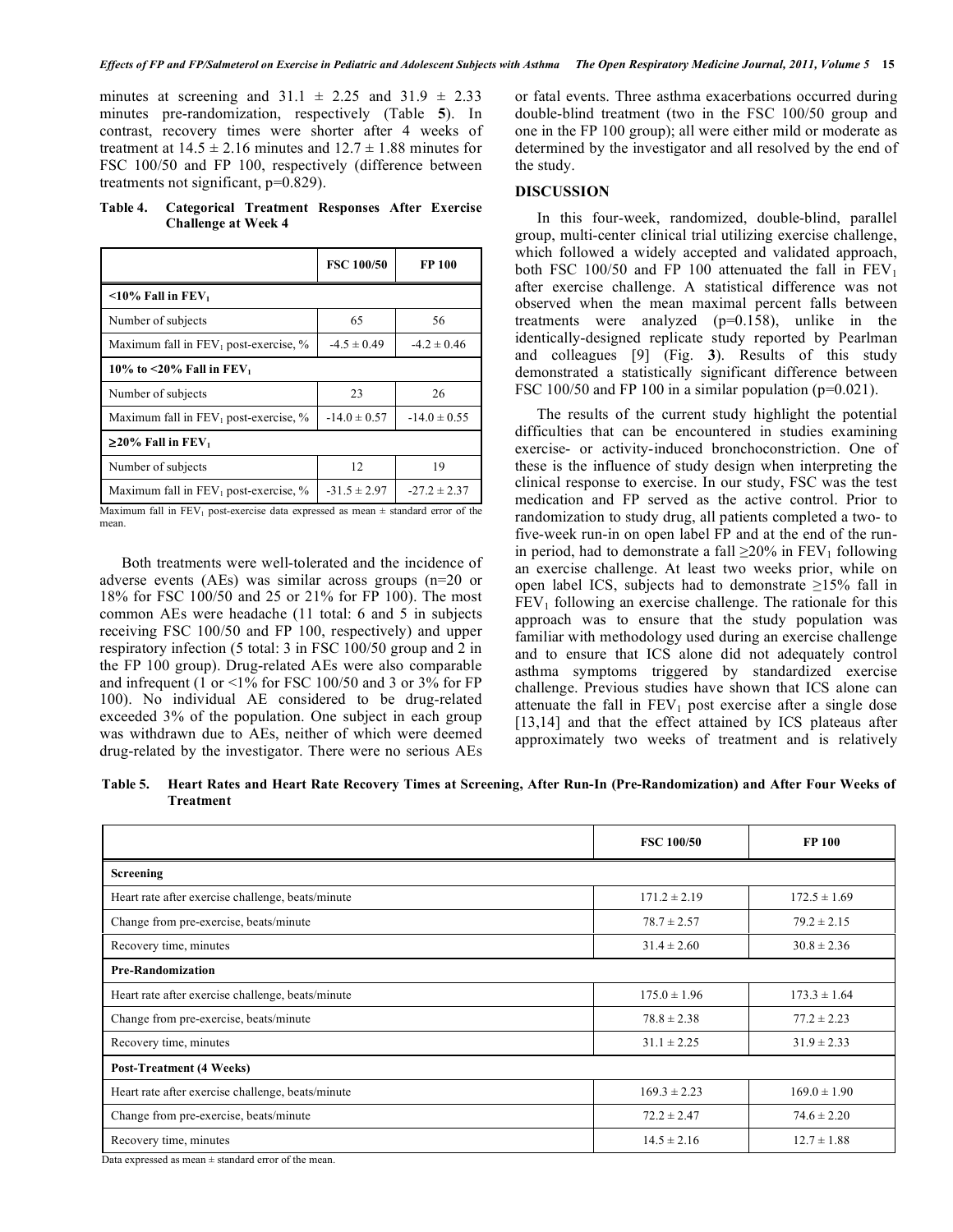minutes at screening and 31.1 ± 2.25 and 31.9 ± 2.33 minutes pre-randomization, respectively (Table **5**). In contrast, recovery times were shorter after 4 weeks of treatment at 14.5 ± 2.16 minutes and 12.7 ± 1.88 minutes for FSC 100/50 and FP 100, respectively (difference between treatments not significant, p=0.829).

**Table 4. Categorical Treatment Responses After Exercise Challenge at Week 4**

| | FSC 100/50 | FP 100 |
|---|---|---|
| **<10% Fall in $FEV_1$** | | |
| Number of subjects | 65 | 56 |
| Maximum fall in $FEV_1$ post-exercise, % | -4.5 ± 0.49 | -4.2 ± 0.46 |
| **10% to <20% Fall in $FEV_1$** | | |
| Number of subjects | 23 | 26 |
| Maximum fall in $FEV_1$ post-exercise, % | -14.0 ± 0.57 | -14.0 ± 0.55 |
| **≥20% Fall in $FEV_1$** | | |
| Number of subjects | 12 | 19 |
| Maximum fall in $FEV_1$ post-exercise, % | -31.5 ± 2.97 | -27.2 ± 2.37 |

Maximum fall in $FEV_1$ post-exercise data expressed as mean ± standard error of the mean.

Both treatments were well-tolerated and the incidence of adverse events (AEs) was similar across groups (n=20 or 18% for FSC 100/50 and 25 or 21% for FP 100). The most common AEs were headache (11 total: 6 and 5 in subjects receiving FSC 100/50 and FP 100, respectively) and upper respiratory infection (5 total: 3 in FSC 100/50 group and 2 in the FP 100 group). Drug-related AEs were also comparable and infrequent (1 or <1% for FSC 100/50 and 3 or 3% for FP 100). No individual AE considered to be drug-related exceeded 3% of the population. One subject in each group was withdrawn due to AEs, neither of which were deemed drug-related by the investigator. There were no serious AEs or fatal events. Three asthma exacerbations occurred during double-blind treatment (two in the FSC 100/50 group and one in the FP 100 group); all were either mild or moderate as determined by the investigator and all resolved by the end of the study.

## DISCUSSION

In this four-week, randomized, double-blind, parallel group, multi-center clinical trial utilizing exercise challenge, which followed a widely accepted and validated approach, both FSC 100/50 and FP 100 attenuated the fall in $FEV_1$ after exercise challenge. A statistical difference was not observed when the mean maximal percent falls between treatments were analyzed (p=0.158), unlike in the identically-designed replicate study reported by Pearlman and colleagues [9] (Fig. **3**). Results of this study demonstrated a statistically significant difference between FSC 100/50 and FP 100 in a similar population (p=0.021).

The results of the current study highlight the potential difficulties that can be encountered in studies examining exercise- or activity-induced bronchoconstriction. One of these is the influence of study design when interpreting the clinical response to exercise. In our study, FSC was the test medication and FP served as the active control. Prior to randomization to study drug, all patients completed a two- to five-week run-in on open label FP and at the end of the run-in period, had to demonstrate a fall ≥20% in $FEV_1$ following an exercise challenge. At least two weeks prior, while on open label ICS, subjects had to demonstrate ≥15% fall in $FEV_1$ following an exercise challenge. The rationale for this approach was to ensure that the study population was familiar with methodology used during an exercise challenge and to ensure that ICS alone did not adequately control asthma symptoms triggered by standardized exercise challenge. Previous studies have shown that ICS alone can attenuate the fall in $FEV_1$ post exercise after a single dose [13,14] and that the effect attained by ICS plateaus after approximately two weeks of treatment and is relatively

**Table 5. Heart Rates and Heart Rate Recovery Times at Screening, After Run-In (Pre-Randomization) and After Four Weeks of Treatment**

| | FSC 100/50 | FP 100 |
|---|---|---|
| **Screening** | | |
| Heart rate after exercise challenge, beats/minute | 171.2 ± 2.19 | 172.5 ± 1.69 |
| Change from pre-exercise, beats/minute | 78.7 ± 2.57 | 79.2 ± 2.15 |
| Recovery time, minutes | 31.4 ± 2.60 | 30.8 ± 2.36 |
| **Pre-Randomization** | | |
| Heart rate after exercise challenge, beats/minute | 175.0 ± 1.96 | 173.3 ± 1.64 |
| Change from pre-exercise, beats/minute | 78.8 ± 2.38 | 77.2 ± 2.23 |
| Recovery time, minutes | 31.1 ± 2.25 | 31.9 ± 2.33 |
| **Post-Treatment (4 Weeks)** | | |
| Heart rate after exercise challenge, beats/minute | 169.3 ± 2.23 | 169.0 ± 1.90 |
| Change from pre-exercise, beats/minute | 72.2 ± 2.47 | 74.6 ± 2.20 |
| Recovery time, minutes | 14.5 ± 2.16 | 12.7 ± 1.88 |

Data expressed as mean ± standard error of the mean.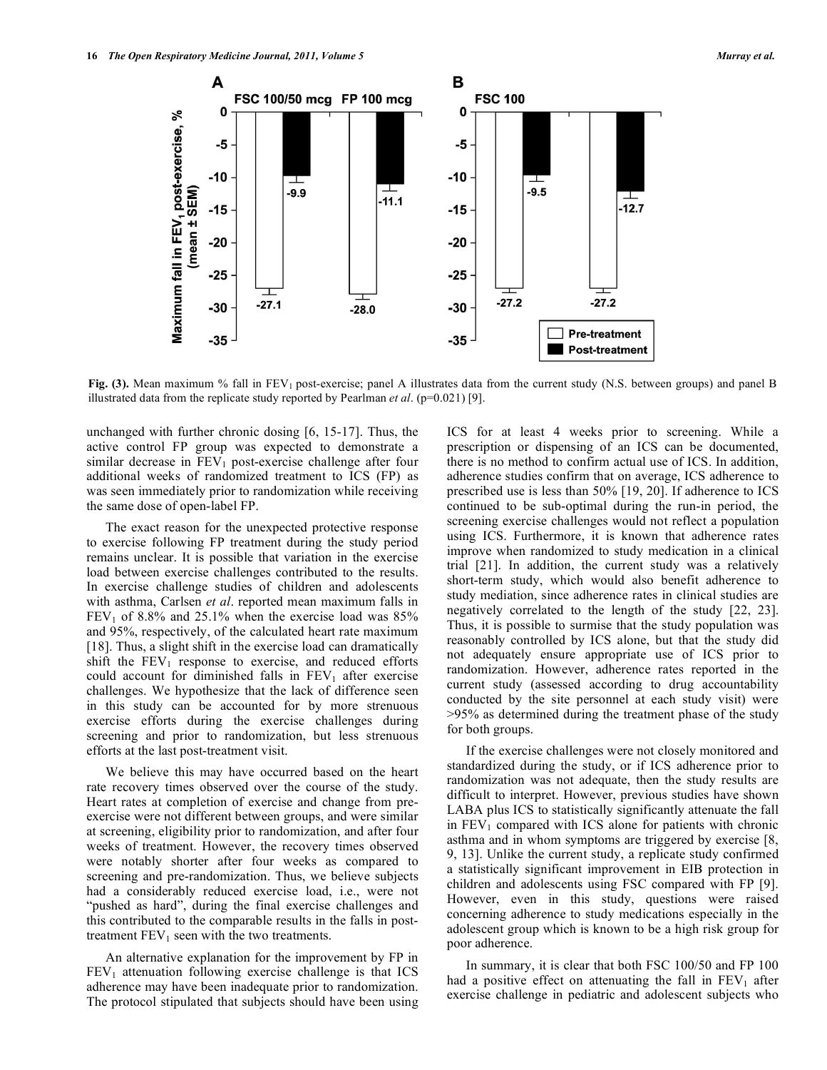**Fig. (3).** Mean maximum % fall in $FEV_1$ post-exercise; panel A illustrates data from the current study (N.S. between groups) and panel B illustrated data from the replicate study reported by Pearlman *et al*. (p=0.021) [9].

unchanged with further chronic dosing [6, 15-17]. Thus, the active control FP group was expected to demonstrate a similar decrease in $FEV_1$ post-exercise challenge after four additional weeks of randomized treatment to ICS (FP) as was seen immediately prior to randomization while receiving the same dose of open-label FP.

The exact reason for the unexpected protective response to exercise following FP treatment during the study period remains unclear. It is possible that variation in the exercise load between exercise challenges contributed to the results. In exercise challenge studies of children and adolescents with asthma, Carlsen *et al*. reported mean maximum falls in $FEV_1$ of 8.8% and 25.1% when the exercise load was 85% and 95%, respectively, of the calculated heart rate maximum [18]. Thus, a slight shift in the exercise load can dramatically shift the $FEV_1$ response to exercise, and reduced efforts could account for diminished falls in $FEV_1$ after exercise challenges. We hypothesize that the lack of difference seen in this study can be accounted for by more strenuous exercise efforts during the exercise challenges during screening and prior to randomization, but less strenuous efforts at the last post-treatment visit.

We believe this may have occurred based on the heart rate recovery times observed over the course of the study. Heart rates at completion of exercise and change from pre-exercise were not different between groups, and were similar at screening, eligibility prior to randomization, and after four weeks of treatment. However, the recovery times observed were notably shorter after four weeks as compared to screening and pre-randomization. Thus, we believe subjects had a considerably reduced exercise load, i.e., were not "pushed as hard", during the final exercise challenges and this contributed to the comparable results in the falls in post-treatment $FEV_1$ seen with the two treatments.

An alternative explanation for the improvement by FP in $FEV_1$ attenuation following exercise challenge is that ICS adherence may have been inadequate prior to randomization. The protocol stipulated that subjects should have been using ICS for at least 4 weeks prior to screening. While a prescription or dispensing of an ICS can be documented, there is no method to confirm actual use of ICS. In addition, adherence studies confirm that on average, ICS adherence to prescribed use is less than 50% [19, 20]. If adherence to ICS continued to be sub-optimal during the run-in period, the screening exercise challenges would not reflect a population using ICS. Furthermore, it is known that adherence rates improve when randomized to study medication in a clinical trial [21]. In addition, the current study was a relatively short-term study, which would also benefit adherence to study mediation, since adherence rates in clinical studies are negatively correlated to the length of the study [22, 23]. Thus, it is possible to surmise that the study population was reasonably controlled by ICS alone, but that the study did not adequately ensure appropriate use of ICS prior to randomization. However, adherence rates reported in the current study (assessed according to drug accountability conducted by the site personnel at each study visit) were >95% as determined during the treatment phase of the study for both groups.

If the exercise challenges were not closely monitored and standardized during the study, or if ICS adherence prior to randomization was not adequate, then the study results are difficult to interpret. However, previous studies have shown LABA plus ICS to statistically significantly attenuate the fall in $FEV_1$ compared with ICS alone for patients with chronic asthma and in whom symptoms are triggered by exercise [8, 9, 13]. Unlike the current study, a replicate study confirmed a statistically significant improvement in EIB protection in children and adolescents using FSC compared with FP [9]. However, even in this study, questions were raised concerning adherence to study medications especially in the adolescent group which is known to be a high risk group for poor adherence.

In summary, it is clear that both FSC 100/50 and FP 100 had a positive effect on attenuating the fall in $FEV_1$ after exercise challenge in pediatric and adolescent subjects who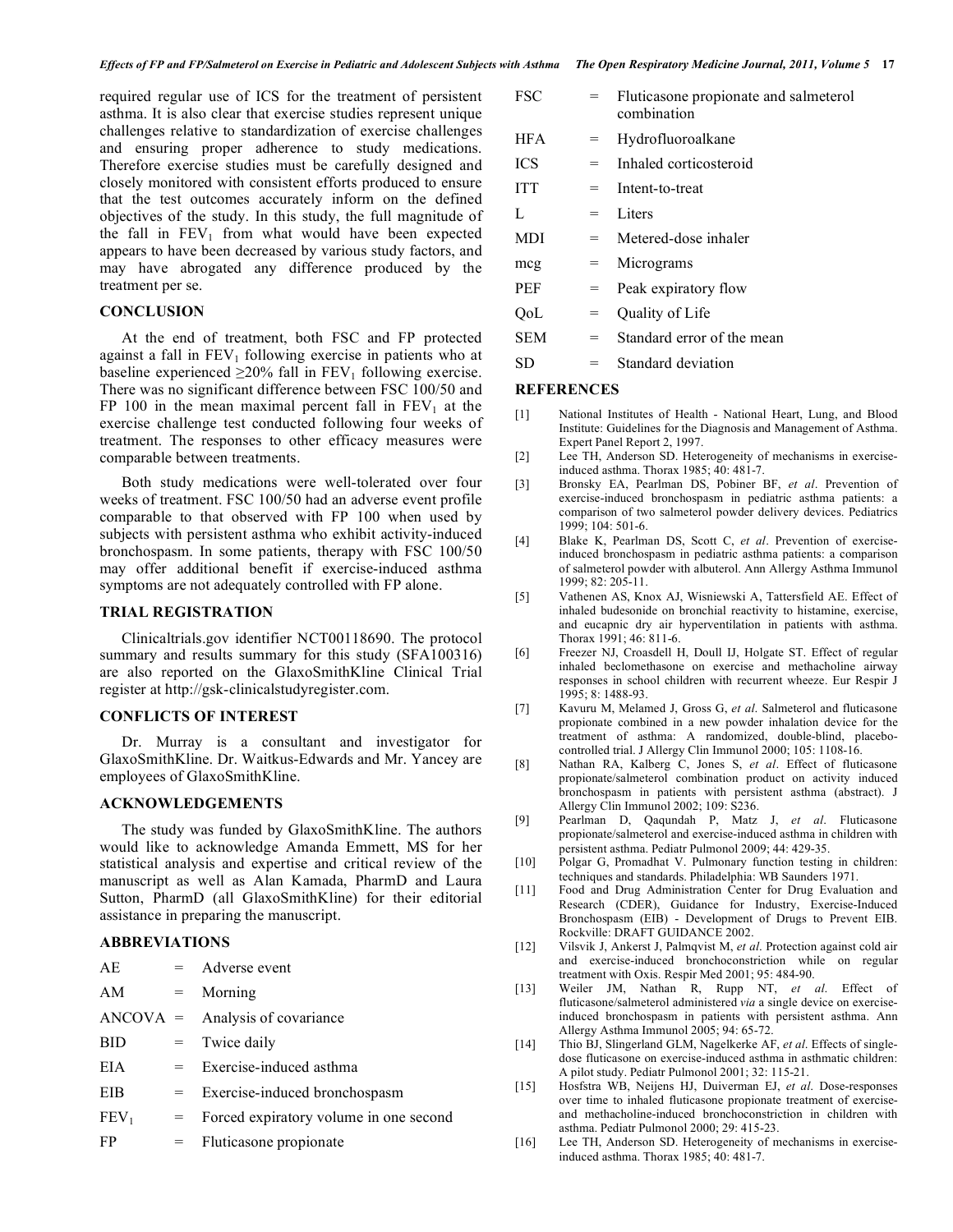required regular use of ICS for the treatment of persistent asthma. It is also clear that exercise studies represent unique challenges relative to standardization of exercise challenges and ensuring proper adherence to study medications. Therefore exercise studies must be carefully designed and closely monitored with consistent efforts produced to ensure that the test outcomes accurately inform on the defined objectives of the study. In this study, the full magnitude of the fall in $FEV_1$ from what would have been expected appears to have been decreased by various study factors, and may have abrogated any difference produced by the treatment per se.

## CONCLUSION

At the end of treatment, both FSC and FP protected against a fall in $FEV_1$ following exercise in patients who at baseline experienced $\geq 20\%$ fall in $FEV_1$ following exercise. There was no significant difference between FSC 100/50 and FP 100 in the mean maximal percent fall in $FEV_1$ at the exercise challenge test conducted following four weeks of treatment. The responses to other efficacy measures were comparable between treatments.

Both study medications were well-tolerated over four weeks of treatment. FSC 100/50 had an adverse event profile comparable to that observed with FP 100 when used by subjects with persistent asthma who exhibit activity-induced bronchospasm. In some patients, therapy with FSC 100/50 may offer additional benefit if exercise-induced asthma symptoms are not adequately controlled with FP alone.

## TRIAL REGISTRATION

Clinicaltrials.gov identifier NCT00118690. The protocol summary and results summary for this study (SFA100316) are also reported on the GlaxoSmithKline Clinical Trial register at http://gsk-clinicalstudyregister.com.

## CONFLICTS OF INTEREST

Dr. Murray is a consultant and investigator for GlaxoSmithKline. Dr. Waitkus-Edwards and Mr. Yancey are employees of GlaxoSmithKline.

## ACKNOWLEDGEMENTS

The study was funded by GlaxoSmithKline. The authors would like to acknowledge Amanda Emmett, MS for her statistical analysis and expertise and critical review of the manuscript as well as Alan Kamada, PharmD and Laura Sutton, PharmD (all GlaxoSmithKline) for their editorial assistance in preparing the manuscript.

## ABBREVIATIONS

AE = Adverse event
AM = Morning
ANCOVA = Analysis of covariance
BID = Twice daily
EIA = Exercise-induced asthma
EIB = Exercise-induced bronchospasm
$FEV_1$ = Forced expiratory volume in one second
FP = Fluticasone propionate
FSC = Fluticasone propionate and salmeterol combination
HFA = Hydrofluoroalkane
ICS = Inhaled corticosteroid
ITT = Intent-to-treat
L = Liters
MDI = Metered-dose inhaler
mcg = Micrograms
PEF = Peak expiratory flow
QoL = Quality of Life
SEM = Standard error of the mean
SD = Standard deviation

## REFERENCES

[1] National Institutes of Health - National Heart, Lung, and Blood Institute: Guidelines for the Diagnosis and Management of Asthma. Expert Panel Report 2, 1997.

[2] Lee TH, Anderson SD. Heterogeneity of mechanisms in exercise-induced asthma. Thorax 1985; 40: 481-7.

[3] Bronsky EA, Pearlman DS, Pobiner BF, *et al*. Prevention of exercise-induced bronchospasm in pediatric asthma patients: a comparison of two salmeterol powder delivery devices. Pediatrics 1999; 104: 501-6.

[4] Blake K, Pearlman DS, Scott C, *et al*. Prevention of exercise-induced bronchospasm in pediatric asthma patients: a comparison of salmeterol powder with albuterol. Ann Allergy Asthma Immunol 1999; 82: 205-11.

[5] Vathenen AS, Knox AJ, Wisniewski A, Tattersfield AE. Effect of inhaled budesonide on bronchial reactivity to histamine, exercise, and eucapnic dry air hyperventilation in patients with asthma. Thorax 1991; 46: 811-6.

[6] Freezer NJ, Croasdell H, Doull IJ, Holgate ST. Effect of regular inhaled beclomethasone on exercise and methacholine airway responses in school children with recurrent wheeze. Eur Respir J 1995; 8: 1488-93.

[7] Kavuru M, Melamed J, Gross G, *et al*. Salmeterol and fluticasone propionate combined in a new powder inhalation device for the treatment of asthma: A randomized, double-blind, placebo-controlled trial. J Allergy Clin Immunol 2000; 105: 1108-16.

[8] Nathan RA, Kalberg C, Jones S, *et al*. Effect of fluticasone propionate/salmeterol combination product on activity induced bronchospasm in patients with persistent asthma (abstract). J Allergy Clin Immunol 2002; 109: S236.

[9] Pearlman D, Qaqundah P, Matz J, *et al*. Fluticasone propionate/salmeterol and exercise-induced asthma in children with persistent asthma. Pediatr Pulmonol 2009; 44: 429-35.

[10] Polgar G, Promadhat V. Pulmonary function testing in children: techniques and standards. Philadelphia: WB Saunders 1971.

[11] Food and Drug Administration Center for Drug Evaluation and Research (CDER), Guidance for Industry, Exercise-Induced Bronchospasm (EIB) - Development of Drugs to Prevent EIB. Rockville: DRAFT GUIDANCE 2002.

[12] Vilsvik J, Ankerst J, Palmqvist M, *et al*. Protection against cold air and exercise-induced bronchoconstriction while on regular treatment with Oxis. Respir Med 2001; 95: 484-90.

[13] Weiler JM, Nathan R, Rupp NT, *et al*. Effect of fluticasone/salmeterol administered *via* a single device on exercise-induced bronchospasm in patients with persistent asthma. Ann Allergy Asthma Immunol 2005; 94: 65-72.

[14] Thio BJ, Slingerland GLM, Nagelkerke AF, *et al*. Effects of single-dose fluticasone on exercise-induced asthma in asthmatic children: A pilot study. Pediatr Pulmonol 2001; 32: 115-21.

[15] Hosfstra WB, Neijens HJ, Duiverman EJ, *et al*. Dose-responses over time to inhaled fluticasone propionate treatment of exercise- and methacholine-induced bronchoconstriction in children with asthma. Pediatr Pulmonol 2000; 29: 415-23.

[16] Lee TH, Anderson SD. Heterogeneity of mechanisms in exercise-induced asthma. Thorax 1985; 40: 481-7.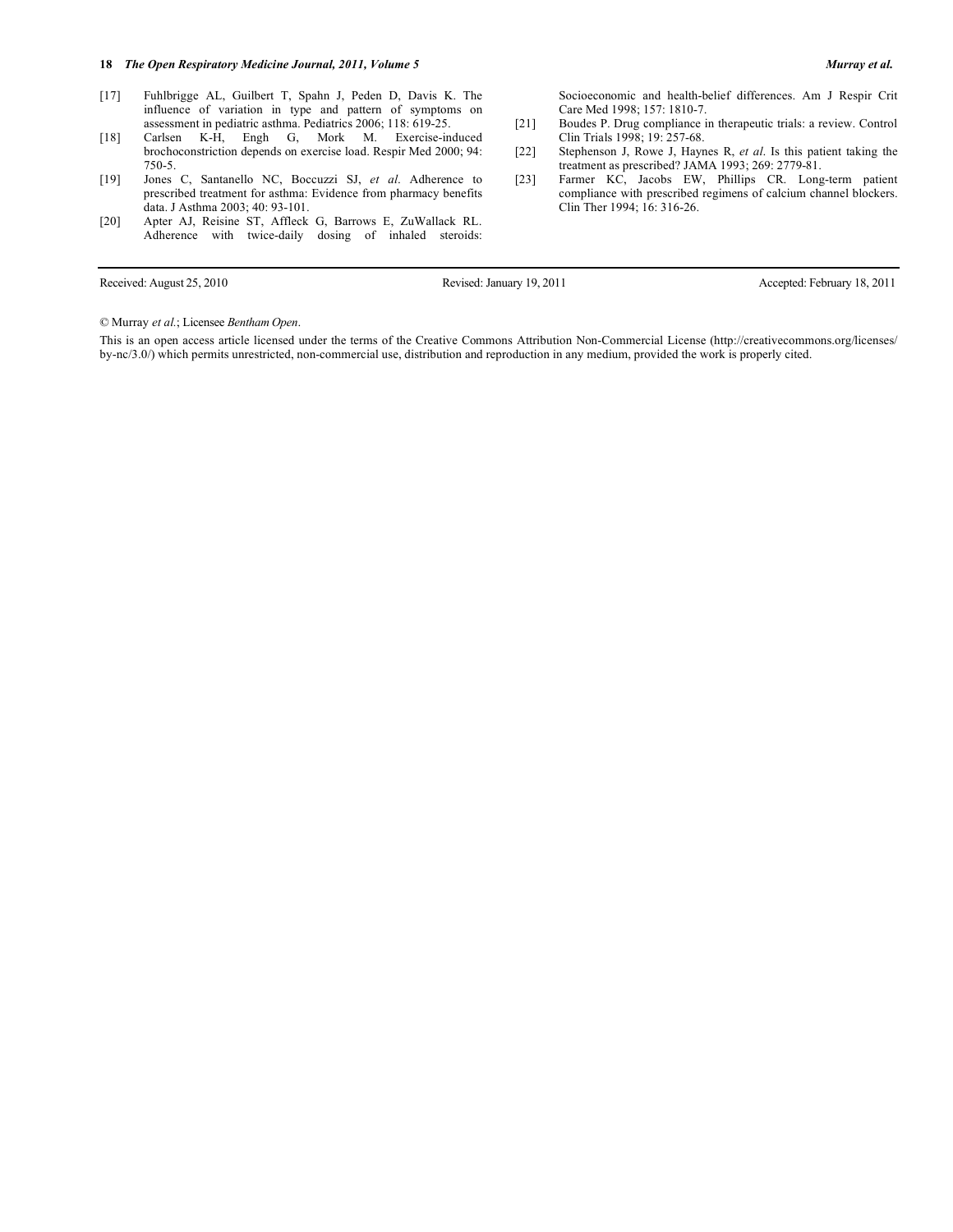[17] Fuhlbrigge AL, Guilbert T, Spahn J, Peden D, Davis K. The influence of variation in type and pattern of symptoms on assessment in pediatric asthma. Pediatrics 2006; 118: 619-25.

[18] Carlsen K-H, Engh G, Mork M. Exercise-induced brochoconstriction depends on exercise load. Respir Med 2000; 94: 750-5.

[19] Jones C, Santanello NC, Boccuzzi SJ, *et al*. Adherence to prescribed treatment for asthma: Evidence from pharmacy benefits data. J Asthma 2003; 40: 93-101.

[20] Apter AJ, Reisine ST, Affleck G, Barrows E, ZuWallack RL. Adherence with twice-daily dosing of inhaled steroids: Socioeconomic and health-belief differences. Am J Respir Crit Care Med 1998; 157: 1810-7.

[21] Boudes P. Drug compliance in therapeutic trials: a review. Control Clin Trials 1998; 19: 257-68.

[22] Stephenson J, Rowe J, Haynes R, *et al*. Is this patient taking the treatment as prescribed? JAMA 1993; 269: 2779-81.

[23] Farmer KC, Jacobs EW, Phillips CR. Long-term patient compliance with prescribed regimens of calcium channel blockers. Clin Ther 1994; 16: 316-26.

Received: August 25, 2010 Revised: January 19, 2011 Accepted: February 18, 2011

© Murray *et al*.; Licensee *Bentham Open*.

This is an open access article licensed under the terms of the Creative Commons Attribution Non-Commercial License (http://creativecommons.org/licenses/by-nc/3.0/) which permits unrestricted, non-commercial use, distribution and reproduction in any medium, provided the work is properly cited.